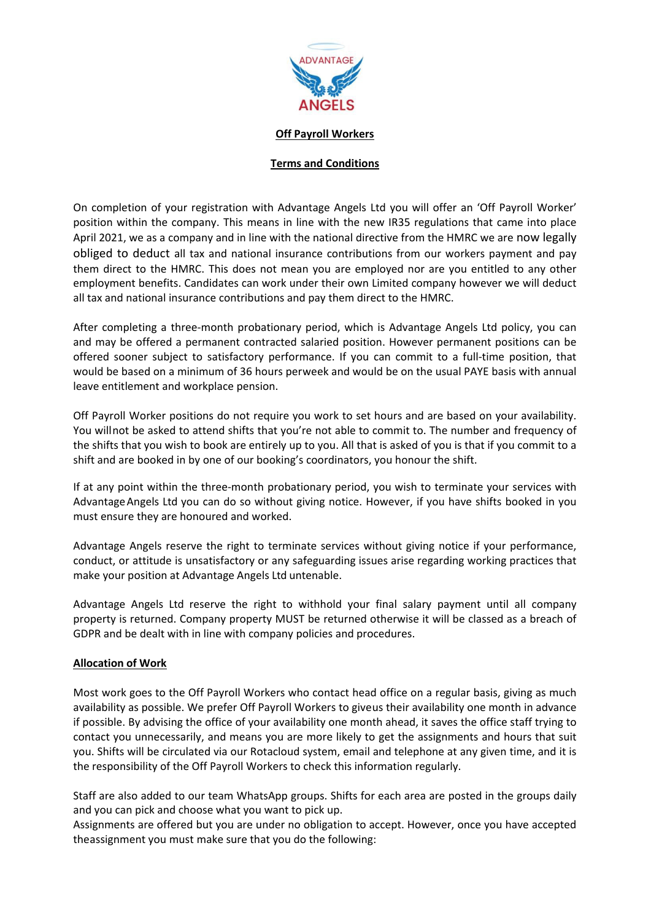ADVANTAGE ANGELS

**Off Payroll Workers**

**Terms and Conditions**

On completion of your registration with Advantage Angels Ltd you will offer an 'Off Payroll Worker' position within the company. This means in line with the new IR35 regulations that came into place April 2021, we as a company and in line with the national directive from the HMRC we are now legally obliged to deduct all tax and national insurance contributions from our workers payment and pay them direct to the HMRC. This does not mean you are employed nor are you entitled to any other employment benefits. Candidates can work under their own Limited company however we will deduct all tax and national insurance contributions and pay them direct to the HMRC.

After completing a three-month probationary period, which is Advantage Angels Ltd policy, you can and may be offered a permanent contracted salaried position. However permanent positions can be offered sooner subject to satisfactory performance. If you can commit to a full-time position, that would be based on a minimum of 36 hours perweek and would be on the usual PAYE basis with annual leave entitlement and workplace pension.

Off Payroll Worker positions do not require you work to set hours and are based on your availability. You willnot be asked to attend shifts that you're not able to commit to. The number and frequency of the shifts that you wish to book are entirely up to you. All that is asked of you is that if you commit to a shift and are booked in by one of our booking's coordinators, you honour the shift.

If at any point within the three-month probationary period, you wish to terminate your services with AdvantageAngels Ltd you can do so without giving notice. However, if you have shifts booked in you must ensure they are honoured and worked.

Advantage Angels reserve the right to terminate services without giving notice if your performance, conduct, or attitude is unsatisfactory or any safeguarding issues arise regarding working practices that make your position at Advantage Angels Ltd untenable.

Advantage Angels Ltd reserve the right to withhold your final salary payment until all company property is returned. Company property MUST be returned otherwise it will be classed as a breach of GDPR and be dealt with in line with company policies and procedures.

**Allocation of Work**

Most work goes to the Off Payroll Workers who contact head office on a regular basis, giving as much availability as possible. We prefer Off Payroll Workers to giveus their availability one month in advance if possible. By advising the office of your availability one month ahead, it saves the office staff trying to contact you unnecessarily, and means you are more likely to get the assignments and hours that suit you. Shifts will be circulated via our Rotacloud system, email and telephone at any given time, and it is the responsibility of the Off Payroll Workers to check this information regularly.

Staff are also added to our team WhatsApp groups. Shifts for each area are posted in the groups daily and you can pick and choose what you want to pick up.
Assignments are offered but you are under no obligation to accept. However, once you have accepted theassignment you must make sure that you do the following: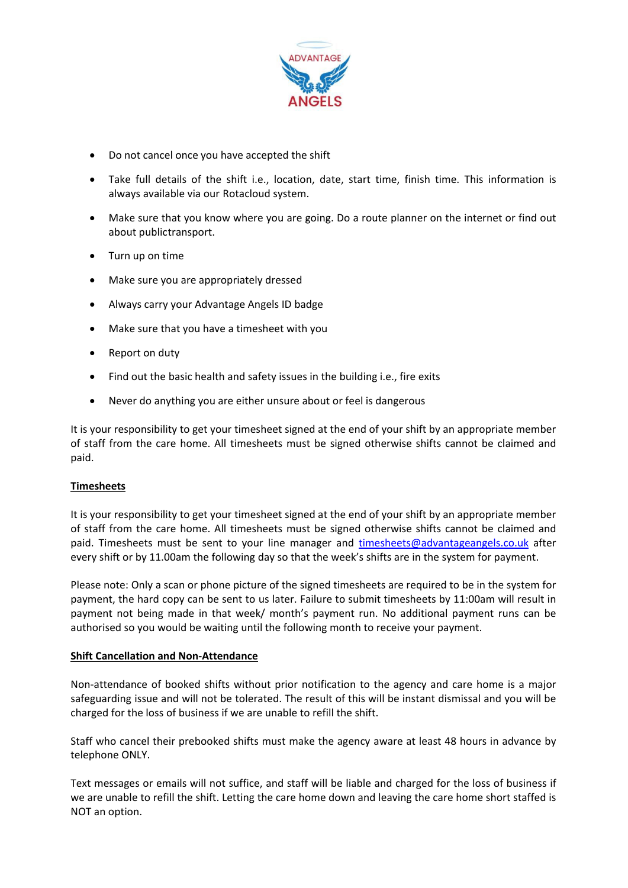- Do not cancel once you have accepted the shift
- Take full details of the shift i.e., location, date, start time, finish time. This information is always available via our Rotacloud system.
- Make sure that you know where you are going. Do a route planner on the internet or find out about publictransport.
- Turn up on time
- Make sure you are appropriately dressed
- Always carry your Advantage Angels ID badge
- Make sure that you have a timesheet with you
- Report on duty
- Find out the basic health and safety issues in the building i.e., fire exits
- Never do anything you are either unsure about or feel is dangerous

It is your responsibility to get your timesheet signed at the end of your shift by an appropriate member of staff from the care home. All timesheets must be signed otherwise shifts cannot be claimed and paid.

**Timesheets**

It is your responsibility to get your timesheet signed at the end of your shift by an appropriate member of staff from the care home. All timesheets must be signed otherwise shifts cannot be claimed and paid. Timesheets must be sent to your line manager and timesheets@advantageangels.co.uk after every shift or by 11.00am the following day so that the week's shifts are in the system for payment.

Please note: Only a scan or phone picture of the signed timesheets are required to be in the system for payment, the hard copy can be sent to us later. Failure to submit timesheets by 11:00am will result in payment not being made in that week/ month's payment run. No additional payment runs can be authorised so you would be waiting until the following month to receive your payment.

**Shift Cancellation and Non-Attendance**

Non-attendance of booked shifts without prior notification to the agency and care home is a major safeguarding issue and will not be tolerated. The result of this will be instant dismissal and you will be charged for the loss of business if we are unable to refill the shift.

Staff who cancel their prebooked shifts must make the agency aware at least 48 hours in advance by telephone ONLY.

Text messages or emails will not suffice, and staff will be liable and charged for the loss of business if we are unable to refill the shift. Letting the care home down and leaving the care home short staffed is NOT an option.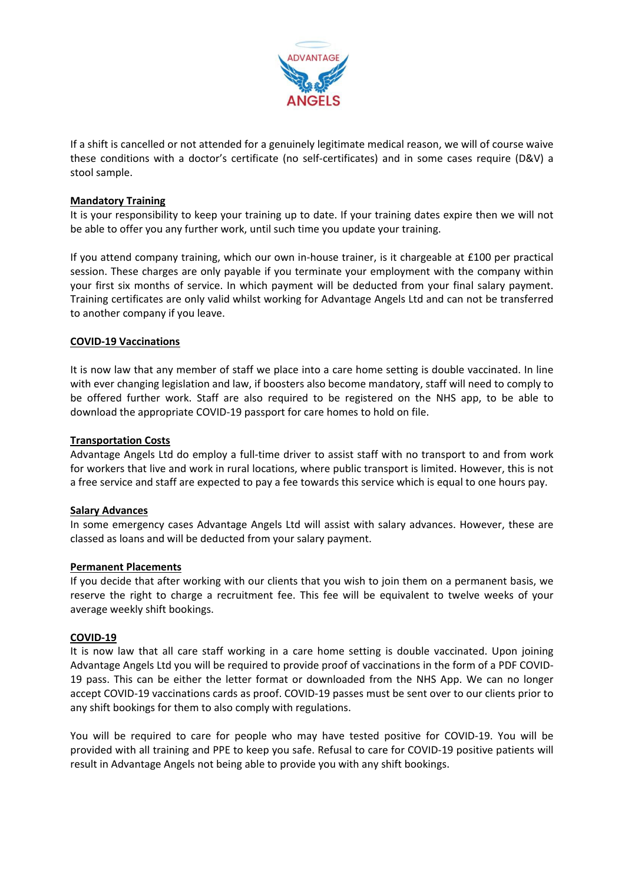If a shift is cancelled or not attended for a genuinely legitimate medical reason, we will of course waive these conditions with a doctor's certificate (no self-certificates) and in some cases require (D&V) a stool sample.

**Mandatory Training**

It is your responsibility to keep your training up to date. If your training dates expire then we will not be able to offer you any further work, until such time you update your training.

If you attend company training, which our own in-house trainer, is it chargeable at £100 per practical session. These charges are only payable if you terminate your employment with the company within your first six months of service. In which payment will be deducted from your final salary payment. Training certificates are only valid whilst working for Advantage Angels Ltd and can not be transferred to another company if you leave.

**COVID-19 Vaccinations**

It is now law that any member of staff we place into a care home setting is double vaccinated. In line with ever changing legislation and law, if boosters also become mandatory, staff will need to comply to be offered further work. Staff are also required to be registered on the NHS app, to be able to download the appropriate COVID-19 passport for care homes to hold on file.

**Transportation Costs**

Advantage Angels Ltd do employ a full-time driver to assist staff with no transport to and from work for workers that live and work in rural locations, where public transport is limited. However, this is not a free service and staff are expected to pay a fee towards this service which is equal to one hours pay.

**Salary Advances**

In some emergency cases Advantage Angels Ltd will assist with salary advances. However, these are classed as loans and will be deducted from your salary payment.

**Permanent Placements**

If you decide that after working with our clients that you wish to join them on a permanent basis, we reserve the right to charge a recruitment fee. This fee will be equivalent to twelve weeks of your average weekly shift bookings.

**COVID-19**

It is now law that all care staff working in a care home setting is double vaccinated. Upon joining Advantage Angels Ltd you will be required to provide proof of vaccinations in the form of a PDF COVID-19 pass. This can be either the letter format or downloaded from the NHS App. We can no longer accept COVID-19 vaccinations cards as proof. COVID-19 passes must be sent over to our clients prior to any shift bookings for them to also comply with regulations.

You will be required to care for people who may have tested positive for COVID-19. You will be provided with all training and PPE to keep you safe. Refusal to care for COVID-19 positive patients will result in Advantage Angels not being able to provide you with any shift bookings.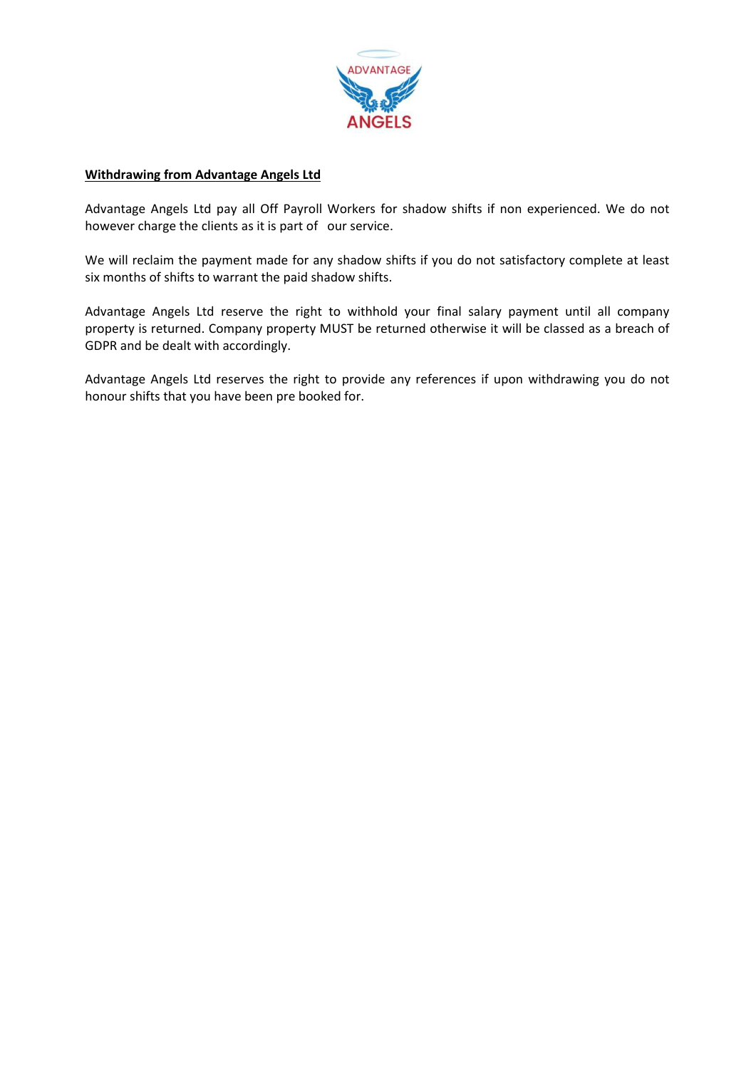**Withdrawing from Advantage Angels Ltd**

Advantage Angels Ltd pay all Off Payroll Workers for shadow shifts if non experienced. We do not however charge the clients as it is part of our service.

We will reclaim the payment made for any shadow shifts if you do not satisfactory complete at least six months of shifts to warrant the paid shadow shifts.

Advantage Angels Ltd reserve the right to withhold your final salary payment until all company property is returned. Company property MUST be returned otherwise it will be classed as a breach of GDPR and be dealt with accordingly.

Advantage Angels Ltd reserves the right to provide any references if upon withdrawing you do not honour shifts that you have been pre booked for.